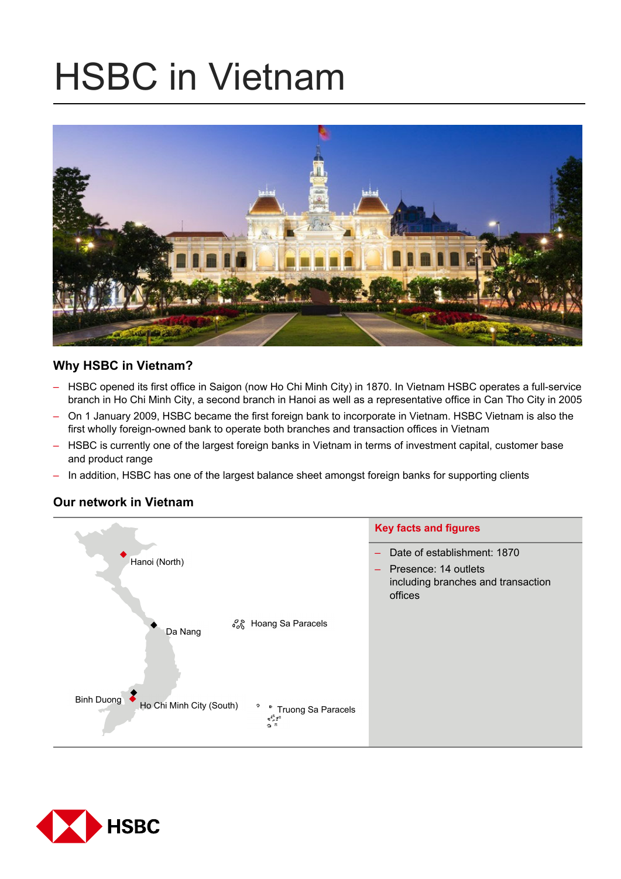# HSBC in Vietnam

## Why HSBC in Vietnam?

- HSBC opened its first office in Saigon (now Ho Chi Minh City) in 1870. In Vietnam HSBC operates a full-service branch in Ho Chi Minh City, a second branch in Hanoi as well as a representative office in Can Tho City in 2005
- On 1 January 2009, HSBC became the first foreign bank to incorporate in Vietnam. HSBC Vietnam is also the first wholly foreign-owned bank to operate both branches and transaction offices in Vietnam
- HSBC is currently one of the largest foreign banks in Vietnam in terms of investment capital, customer base and product range
- In addition, HSBC has one of the largest balance sheet amongst foreign banks for supporting clients

## Our network in Vietnam

Hanoi (North)

Da Nang

Hoang Sa Paracels

Binh Duong

Ho Chi Minh City (South)

Truong Sa Paracels

### Key facts and figures

- Date of establishment: 1870
- Presence: 14 outlets including branches and transaction offices

HSBC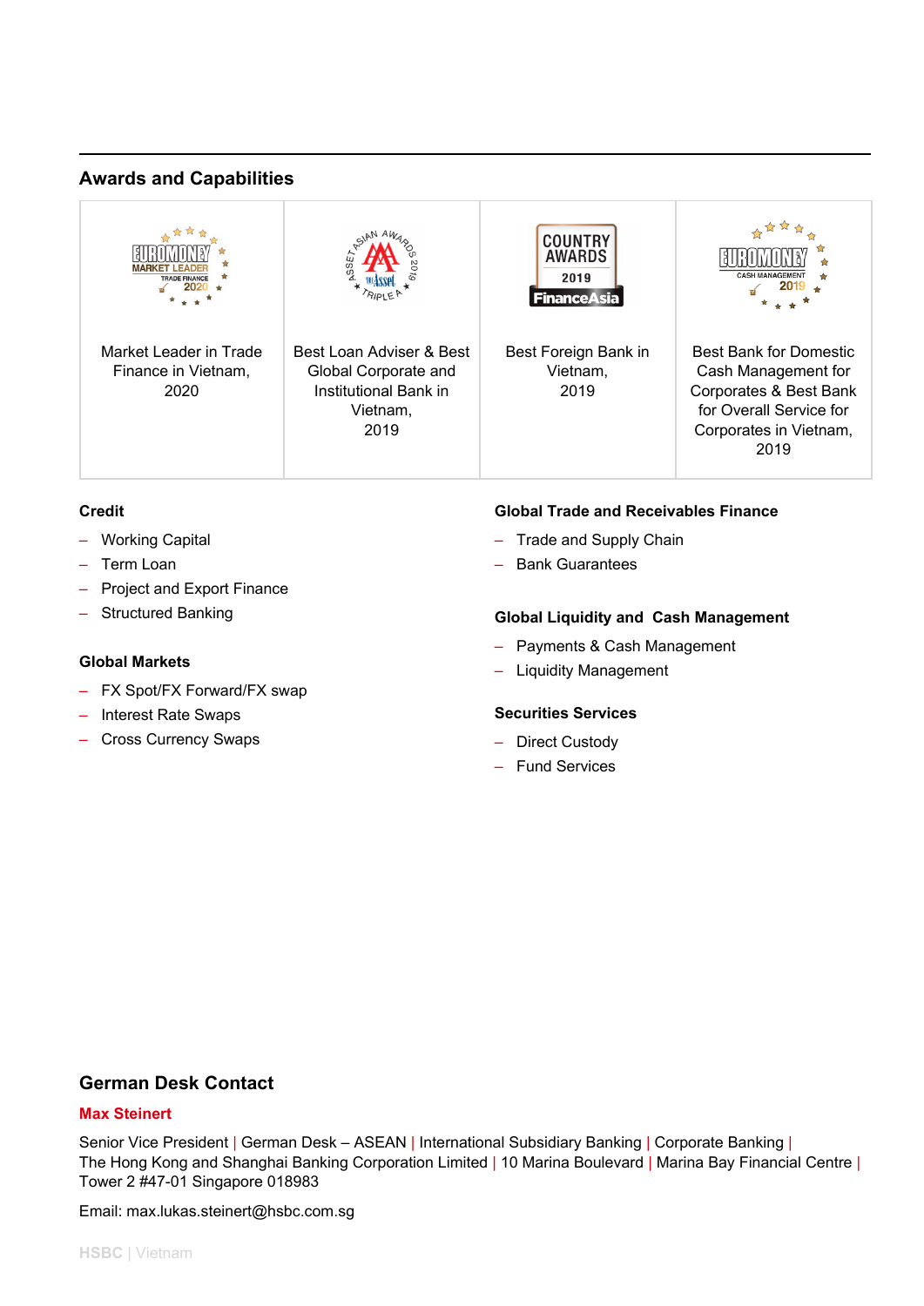## Awards and Capabilities

| | | | |
|---|---|---|---|
| Market Leader in Trade Finance in Vietnam, 2020 | Best Loan Adviser & Best Global Corporate and Institutional Bank in Vietnam, 2019 | Best Foreign Bank in Vietnam, 2019 | Best Bank for Domestic Cash Management for Corporates & Best Bank for Overall Service for Corporates in Vietnam, 2019 |

### Credit

- Working Capital
- Term Loan
- Project and Export Finance
- Structured Banking

### Global Markets

- FX Spot/FX Forward/FX swap
- Interest Rate Swaps
- Cross Currency Swaps

### Global Trade and Receivables Finance

- Trade and Supply Chain
- Bank Guarantees

### Global Liquidity and Cash Management

- Payments & Cash Management
- Liquidity Management

### Securities Services

- Direct Custody
- Fund Services

## German Desk Contact

**Max Steinert**

Senior Vice President | German Desk – ASEAN | International Subsidiary Banking | Corporate Banking | The Hong Kong and Shanghai Banking Corporation Limited | 10 Marina Boulevard | Marina Bay Financial Centre | Tower 2 #47-01 Singapore 018983

Email: max.lukas.steinert@hsbc.com.sg